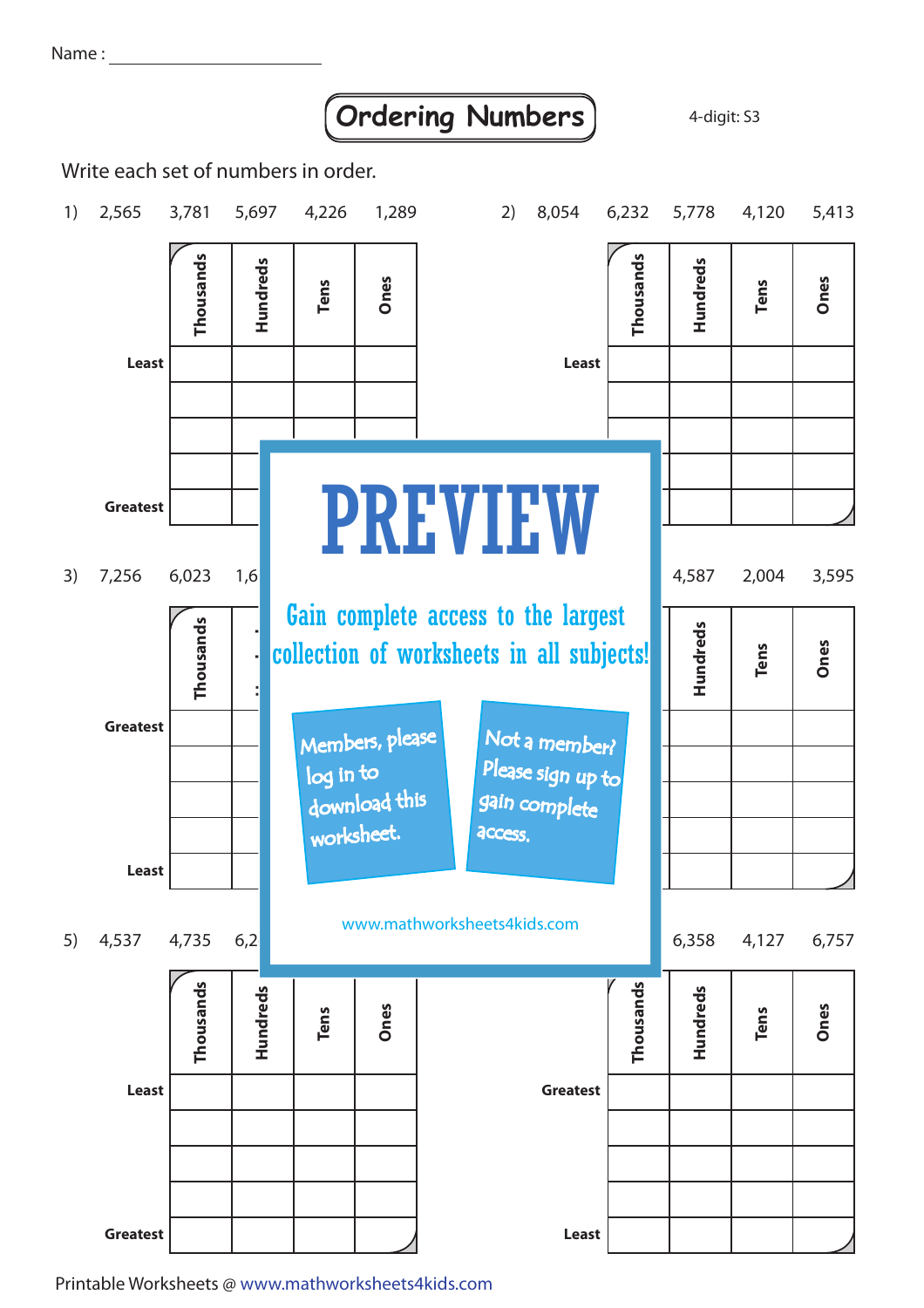Name : ____________________

# Ordering Numbers

4-digit: S3

Write each set of numbers in order.

1) 2,565 3,781 5,697 4,226 1,289

| | Thousands | Hundreds | Tens | Ones |
|---|---|---|---|---|
| Least | | | | |
| | | | | |
| | | | | |
| | | | | |
| Greatest | | | | |

2) 8,054 6,232 5,778 4,120 5,413

| | Thousands | Hundreds | Tens | Ones |
|---|---|---|---|---|
| Least | | | | |
| | | | | |
| | | | | |
| | | | | |
| Greatest | | | | |

3) 7,256 6,023 1,6

| | Thousands | Hundreds | Tens | Ones |
|---|---|---|---|---|
| Greatest | | | | |
| | | | | |
| | | | | |
| | | | | |
| Least | | | | |

4,587 2,004 3,595

| | Thousands | Hundreds | Tens | Ones |
|---|---|---|---|---|
| Greatest | | | | |
| | | | | |
| | | | | |
| | | | | |
| Least | | | | |

5) 4,537 4,735 6,2

| | Thousands | Hundreds | Tens | Ones |
|---|---|---|---|---|
| Least | | | | |
| | | | | |
| | | | | |
| | | | | |
| Greatest | | | | |

6,358 4,127 6,757

| | Thousands | Hundreds | Tens | Ones |
|---|---|---|---|---|
| Greatest | | | | |
| | | | | |
| | | | | |
| | | | | |
| Least | | | | |

PREVIEW

Gain complete access to the largest collection of worksheets in all subjects!

Members, please log in to download this worksheet.

Not a member? Please sign up to gain complete access.

www.mathworksheets4kids.com

Printable Worksheets @ www.mathworksheets4kids.com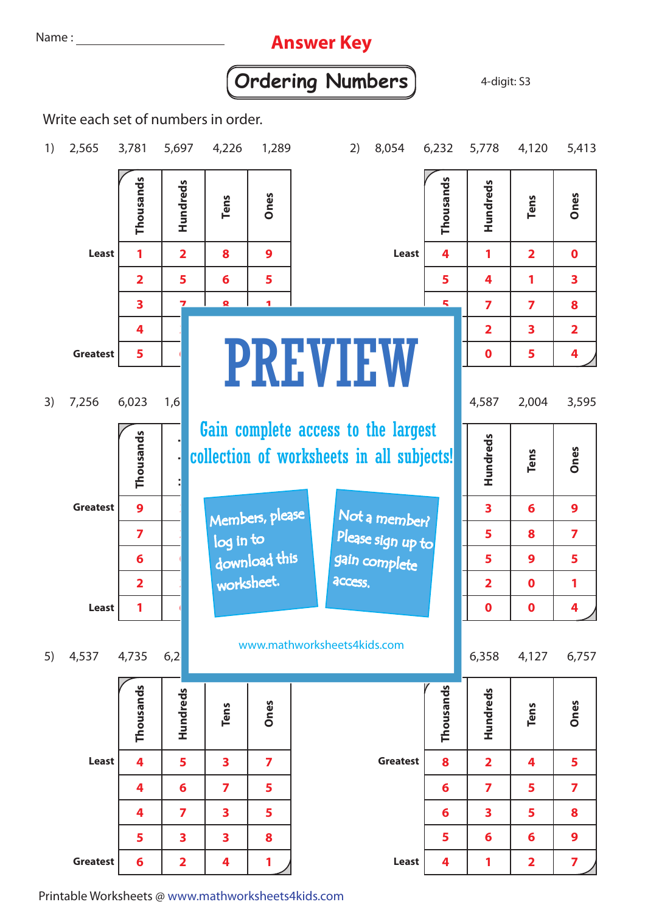Name : ____________________

**Answer Key**

# Ordering Numbers

4-digit: S3

Write each set of numbers in order.

1) 2,565 3,781 5,697 4,226 1,289

| | Thousands | Hundreds | Tens | Ones |
|---|---|---|---|---|
| **Least** | 1 | 2 | 8 | 9 |
| | 2 | 5 | 6 | 5 |
| | 3 | 7 | 8 | 1 |
| | 4 | | | |
| **Greatest** | 5 | | | |

2) 8,054 6,232 5,778 4,120 5,413

| | Thousands | Hundreds | Tens | Ones |
|---|---|---|---|---|
| **Least** | 4 | 1 | 2 | 0 |
| | 5 | 4 | 1 | 3 |
| | 5 | 7 | 7 | 8 |
| | | 2 | 3 | 2 |
| **Greatest** | | 0 | 5 | 4 |

3) 7,256 6,023 1,6

| | Thousands | | | |
|---|---|---|---|---|
| **Greatest** | 9 | | | |
| | 7 | | | |
| | 6 | | | |
| | 2 | | | |
| **Least** | 1 | | | |

4) 4,587 2,004 3,595

| | | Hundreds | Tens | Ones |
|---|---|---|---|---|
| | | 3 | 6 | 9 |
| | | 5 | 8 | 7 |
| | | 5 | 9 | 5 |
| | | 2 | 0 | 1 |
| | | 0 | 0 | 4 |

5) 4,537 4,735 6,2

| | Thousands | Hundreds | Tens | Ones |
|---|---|---|---|---|
| **Least** | 4 | 5 | 3 | 7 |
| | 4 | 6 | 7 | 5 |
| | 4 | 7 | 3 | 5 |
| | 5 | 3 | 3 | 8 |
| **Greatest** | 6 | 2 | 4 | 1 |

6) 6,358 4,127 6,757

| | Thousands | Hundreds | Tens | Ones |
|---|---|---|---|---|
| **Greatest** | 8 | 2 | 4 | 5 |
| | 6 | 7 | 5 | 7 |
| | 6 | 3 | 5 | 8 |
| | 5 | 6 | 6 | 9 |
| **Least** | 4 | 1 | 2 | 7 |

PREVIEW

Gain complete access to the largest collection of worksheets in all subjects!

Members, please log in to download this worksheet.

Not a member? Please sign up to gain complete access.

www.mathworksheets4kids.com

Printable Worksheets @ www.mathworksheets4kids.com